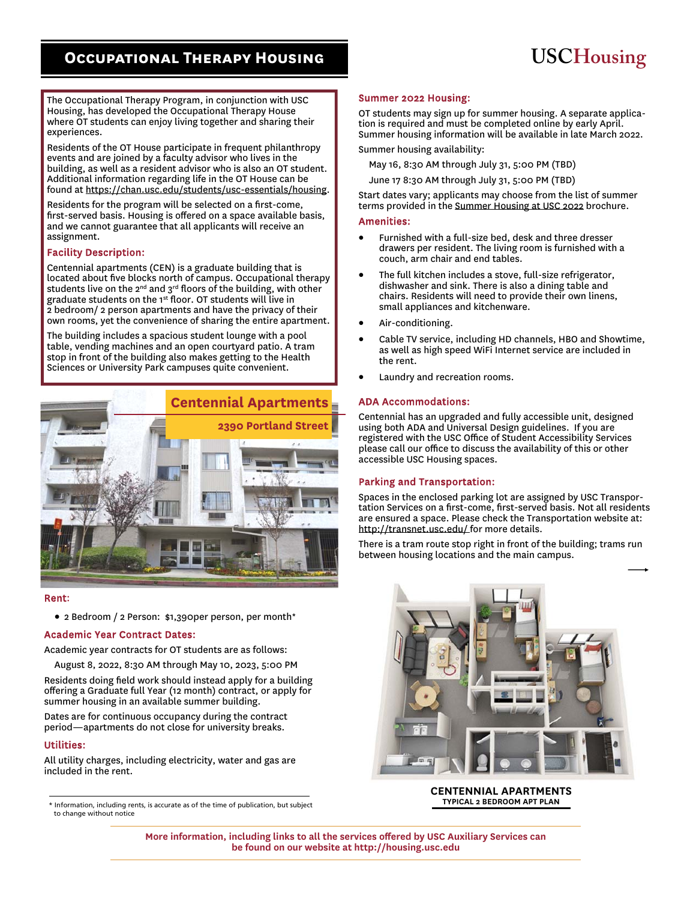# Occupational Therapy Housing

USCHousing

The Occupational Therapy Program, in conjunction with USC Housing, has developed the Occupational Therapy House where OT students can enjoy living together and sharing their experiences.

Residents of the OT House participate in frequent philanthropy events and are joined by a faculty advisor who lives in the building, as well as a resident advisor who is also an OT student. Additional information regarding life in the OT House can be found at https://chan.usc.edu/students/usc-essentials/housing.

Residents for the program will be selected on a first-come, first-served basis. Housing is offered on a space available basis, and we cannot guarantee that all applicants will receive an assignment.

### Facility Description:

Centennial apartments (CEN) is a graduate building that is located about five blocks north of campus. Occupational therapy students live on the 2nd and 3rd floors of the building, with other graduate students on the 1st floor. OT students will live in 2 bedroom/ 2 person apartments and have the privacy of their own rooms, yet the convenience of sharing the entire apartment.

The building includes a spacious student lounge with a pool table, vending machines and an open courtyard patio. A tram stop in front of the building also makes getting to the Health Sciences or University Park campuses quite convenient.

**Centennial Apartments**

**2390 Portland Street**

### Rent:

- 2 Bedroom / 2 Person: $1,390per person, per month*

### Academic Year Contract Dates:

Academic year contracts for OT students are as follows:

August 8, 2022, 8:30 AM through May 10, 2023, 5:00 PM

Residents doing field work should instead apply for a building offering a Graduate full Year (12 month) contract, or apply for summer housing in an available summer building.

Dates are for continuous occupancy during the contract period—apartments do not close for university breaks.

### Utilities:

All utility charges, including electricity, water and gas are included in the rent.

\* Information, including rents, is accurate as of the time of publication, but subject to change without notice

### Summer 2022 Housing:

OT students may sign up for summer housing. A separate application is required and must be completed online by early April. Summer housing information will be available in late March 2022.

Summer housing availability:

May 16, 8:30 AM through July 31, 5:00 PM (TBD)

June 17 8:30 AM through July 31, 5:00 PM (TBD)

Start dates vary; applicants may choose from the list of summer terms provided in the Summer Housing at USC 2022 brochure.

### Amenities:

- Furnished with a full-size bed, desk and three dresser drawers per resident. The living room is furnished with a couch, arm chair and end tables.
- The full kitchen includes a stove, full-size refrigerator, dishwasher and sink. There is also a dining table and chairs. Residents will need to provide their own linens, small appliances and kitchenware.
- Air-conditioning.
- Cable TV service, including HD channels, HBO and Showtime, as well as high speed WiFi Internet service are included in the rent.
- Laundry and recreation rooms.

### ADA Accommodations:

Centennial has an upgraded and fully accessible unit, designed using both ADA and Universal Design guidelines. If you are registered with the USC Office of Student Accessibility Services please call our office to discuss the availability of this or other accessible USC Housing spaces.

### Parking and Transportation:

Spaces in the enclosed parking lot are assigned by USC Transportation Services on a first-come, first-served basis. Not all residents are ensured a space. Please check the Transportation website at: http://transnet.usc.edu/ for more details.

There is a tram route stop right in front of the building; trams run between housing locations and the main campus.

**CENTENNIAL APARTMENTS**
**TYPICAL 2 BEDROOM APT PLAN**

**More information, including links to all the services offered by USC Auxiliary Services can be found on our website at http://housing.usc.edu**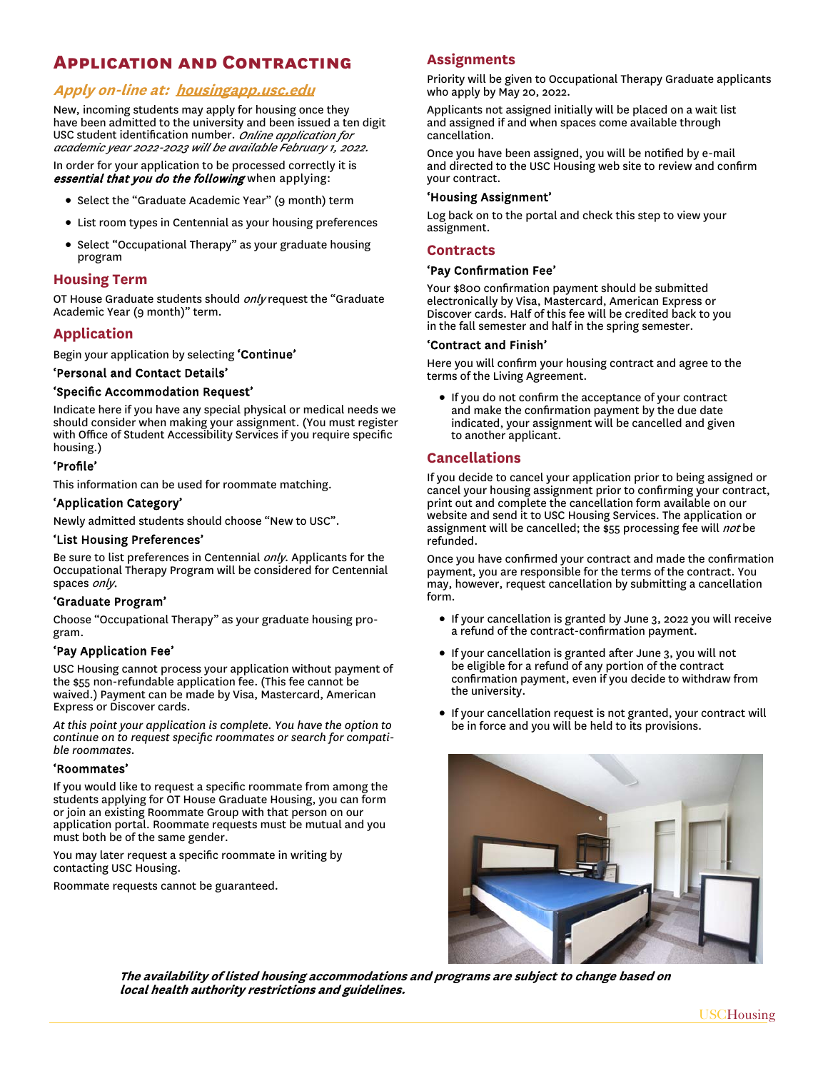# Application and Contracting

***Apply on-line at: [housingapp.usc.edu](housingapp.usc.edu)***

New, incoming students may apply for housing once they have been admitted to the university and been issued a ten digit USC student identification number. *Online application for academic year 2022-2023 will be available February 1, 2022.*

In order for your application to be processed correctly it is ***essential that you do the following*** when applying:

- Select the "Graduate Academic Year" (9 month) term
- List room types in Centennial as your housing preferences
- Select "Occupational Therapy" as your graduate housing program

## Housing Term

OT House Graduate students should *only* request the "Graduate Academic Year (9 month)" term.

## Application

Begin your application by selecting **'Continue'**

### 'Personal and Contact Details'

### 'Specific Accommodation Request'

Indicate here if you have any special physical or medical needs we should consider when making your assignment. (You must register with Office of Student Accessibility Services if you require specific housing.)

### 'Profile'

This information can be used for roommate matching.

### 'Application Category'

Newly admitted students should choose "New to USC".

### 'List Housing Preferences'

Be sure to list preferences in Centennial *only*. Applicants for the Occupational Therapy Program will be considered for Centennial spaces *only*.

### 'Graduate Program'

Choose "Occupational Therapy" as your graduate housing program.

### 'Pay Application Fee'

USC Housing cannot process your application without payment of the $55 non-refundable application fee. (This fee cannot be waived.) Payment can be made by Visa, Mastercard, American Express or Discover cards.

*At this point your application is complete. You have the option to continue on to request specific roommates or search for compatible roommates.*

### 'Roommates'

If you would like to request a specific roommate from among the students applying for OT House Graduate Housing, you can form or join an existing Roommate Group with that person on our application portal. Roommate requests must be mutual and you must both be of the same gender.

You may later request a specific roommate in writing by contacting USC Housing.

Roommate requests cannot be guaranteed.

## Assignments

Priority will be given to Occupational Therapy Graduate applicants who apply by May 20, 2022.

Applicants not assigned initially will be placed on a wait list and assigned if and when spaces come available through cancellation.

Once you have been assigned, you will be notified by e-mail and directed to the USC Housing web site to review and confirm your contract.

### 'Housing Assignment'

Log back on to the portal and check this step to view your assignment.

## Contracts

### 'Pay Confirmation Fee'

Your $800 confirmation payment should be submitted electronically by Visa, Mastercard, American Express or Discover cards. Half of this fee will be credited back to you in the fall semester and half in the spring semester.

### 'Contract and Finish'

Here you will confirm your housing contract and agree to the terms of the Living Agreement.

- If you do not confirm the acceptance of your contract and make the confirmation payment by the due date indicated, your assignment will be cancelled and given to another applicant.

## Cancellations

If you decide to cancel your application prior to being assigned or cancel your housing assignment prior to confirming your contract, print out and complete the cancellation form available on our website and send it to USC Housing Services. The application or assignment will be cancelled; the $55 processing fee will *not* be refunded.

Once you have confirmed your contract and made the confirmation payment, you are responsible for the terms of the contract. You may, however, request cancellation by submitting a cancellation form.

- If your cancellation is granted by June 3, 2022 you will receive a refund of the contract-confirmation payment.
- If your cancellation is granted after June 3, you will not be eligible for a refund of any portion of the contract confirmation payment, even if you decide to withdraw from the university.
- If your cancellation request is not granted, your contract will be in force and you will be held to its provisions.

***The availability of listed housing accommodations and programs are subject to change based on local health authority restrictions and guidelines.***